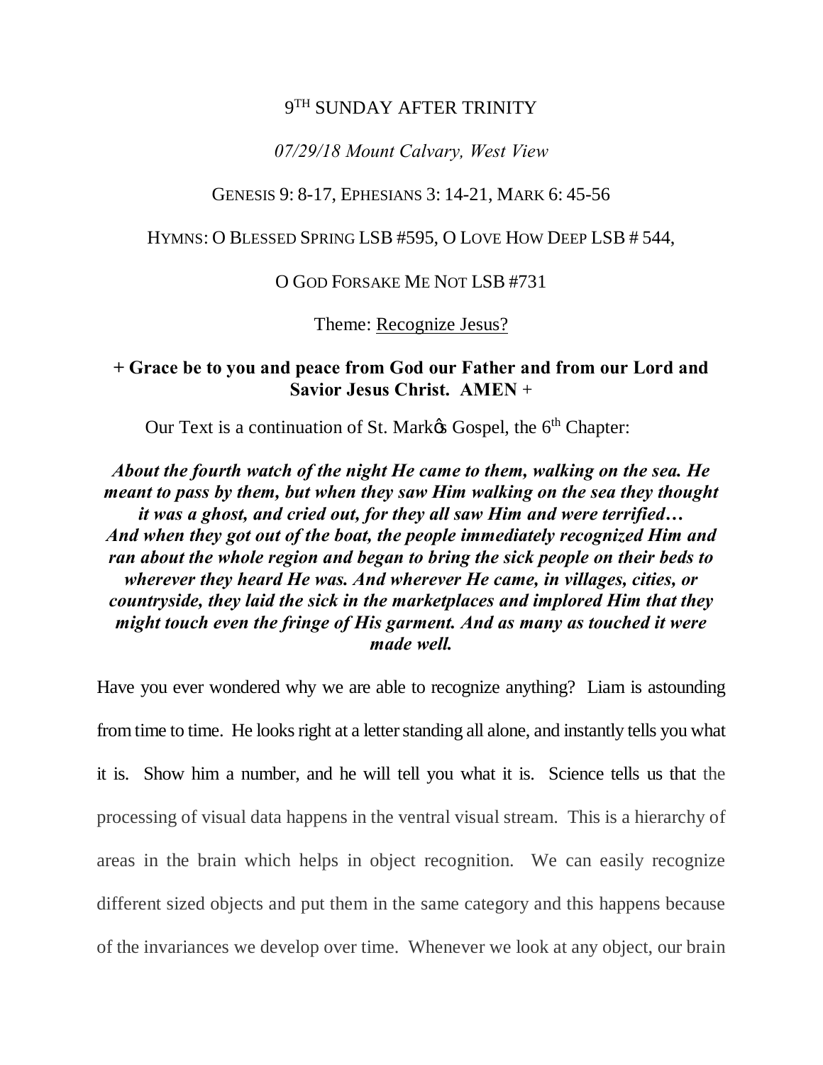# 9TH SUNDAY AFTER TRINITY

*07/29/18 Mount Calvary, West View*

GENESIS 9: 8-17, EPHESIANS 3: 14-21, MARK 6: 45-56

HYMNS: O BLESSED SPRING LSB #595, O LOVE HOW DEEP LSB # 544,

O GOD FORSAKE ME NOT LSB #731

Theme: Recognize Jesus?

**+ Grace be to you and peace from God our Father and from our Lord and Savior Jesus Christ. AMEN +**

Our Text is a continuation of St. Mark's Gospel, the 6th Chapter:

***About the fourth watch of the night He came to them, walking on the sea. He meant to pass by them, but when they saw Him walking on the sea they thought it was a ghost, and cried out, for they all saw Him and were terrified… And when they got out of the boat, the people immediately recognized Him and ran about the whole region and began to bring the sick people on their beds to wherever they heard He was. And wherever He came, in villages, cities, or countryside, they laid the sick in the marketplaces and implored Him that they might touch even the fringe of His garment. And as many as touched it were made well.***

Have you ever wondered why we are able to recognize anything? Liam is astounding from time to time. He looks right at a letter standing all alone, and instantly tells you what it is. Show him a number, and he will tell you what it is. Science tells us that the processing of visual data happens in the ventral visual stream. This is a hierarchy of areas in the brain which helps in object recognition. We can easily recognize different sized objects and put them in the same category and this happens because of the invariances we develop over time. Whenever we look at any object, our brain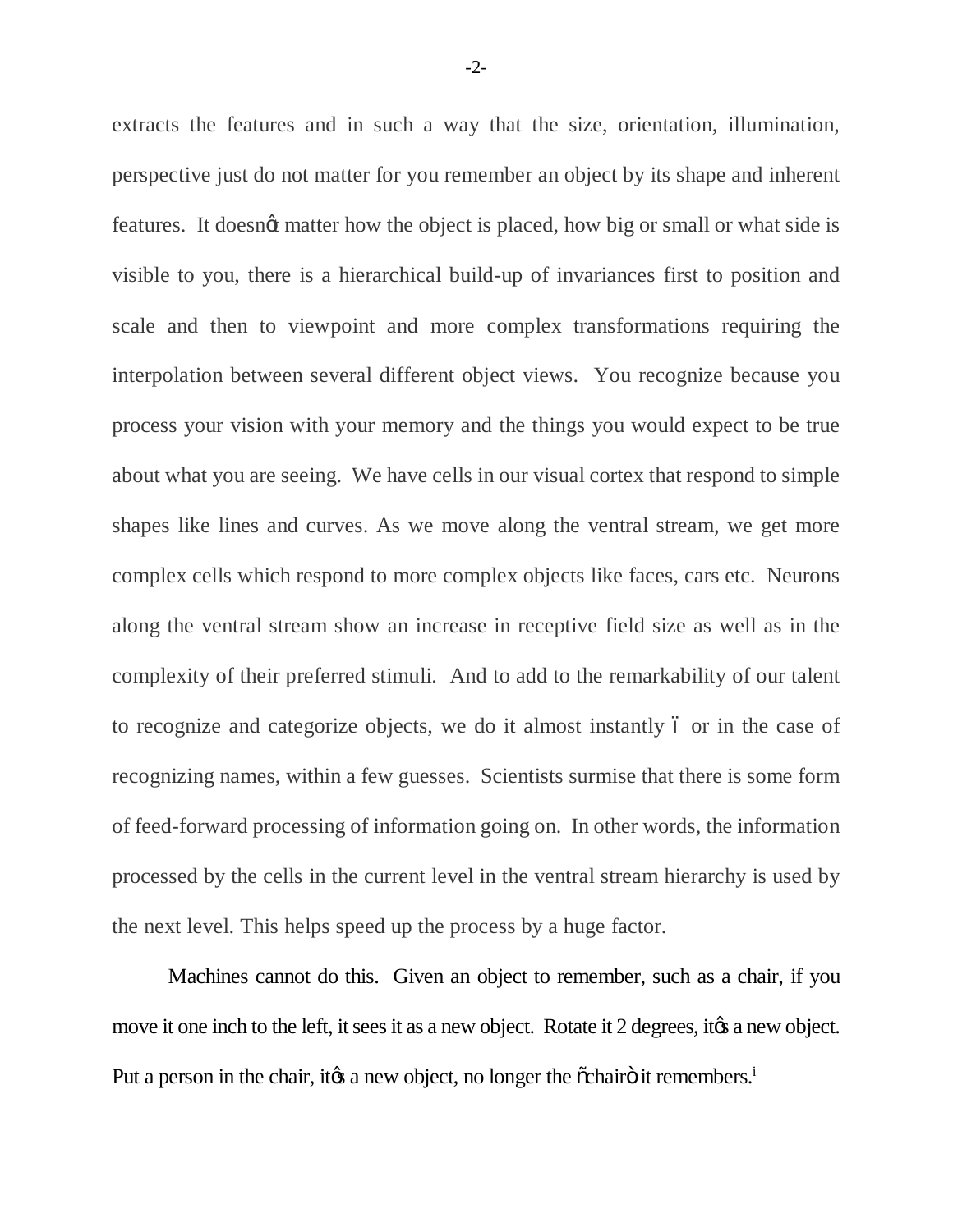extracts the features and in such a way that the size, orientation, illumination, perspective just do not matter for you remember an object by its shape and inherent features. It doesn't matter how the object is placed, how big or small or what side is visible to you, there is a hierarchical build-up of invariances first to position and scale and then to viewpoint and more complex transformations requiring the interpolation between several different object views. You recognize because you process your vision with your memory and the things you would expect to be true about what you are seeing. We have cells in our visual cortex that respond to simple shapes like lines and curves. As we move along the ventral stream, we get more complex cells which respond to more complex objects like faces, cars etc. Neurons along the ventral stream show an increase in receptive field size as well as in the complexity of their preferred stimuli. And to add to the remarkability of our talent to recognize and categorize objects, we do it almost instantly – or in the case of recognizing names, within a few guesses. Scientists surmise that there is some form of feed-forward processing of information going on. In other words, the information processed by the cells in the current level in the ventral stream hierarchy is used by the next level. This helps speed up the process by a huge factor.

Machines cannot do this. Given an object to remember, such as a chair, if you move it one inch to the left, it sees it as a new object. Rotate it 2 degrees, it's a new object. Put a person in the chair, it's a new object, no longer the "chair" it remembers.[i]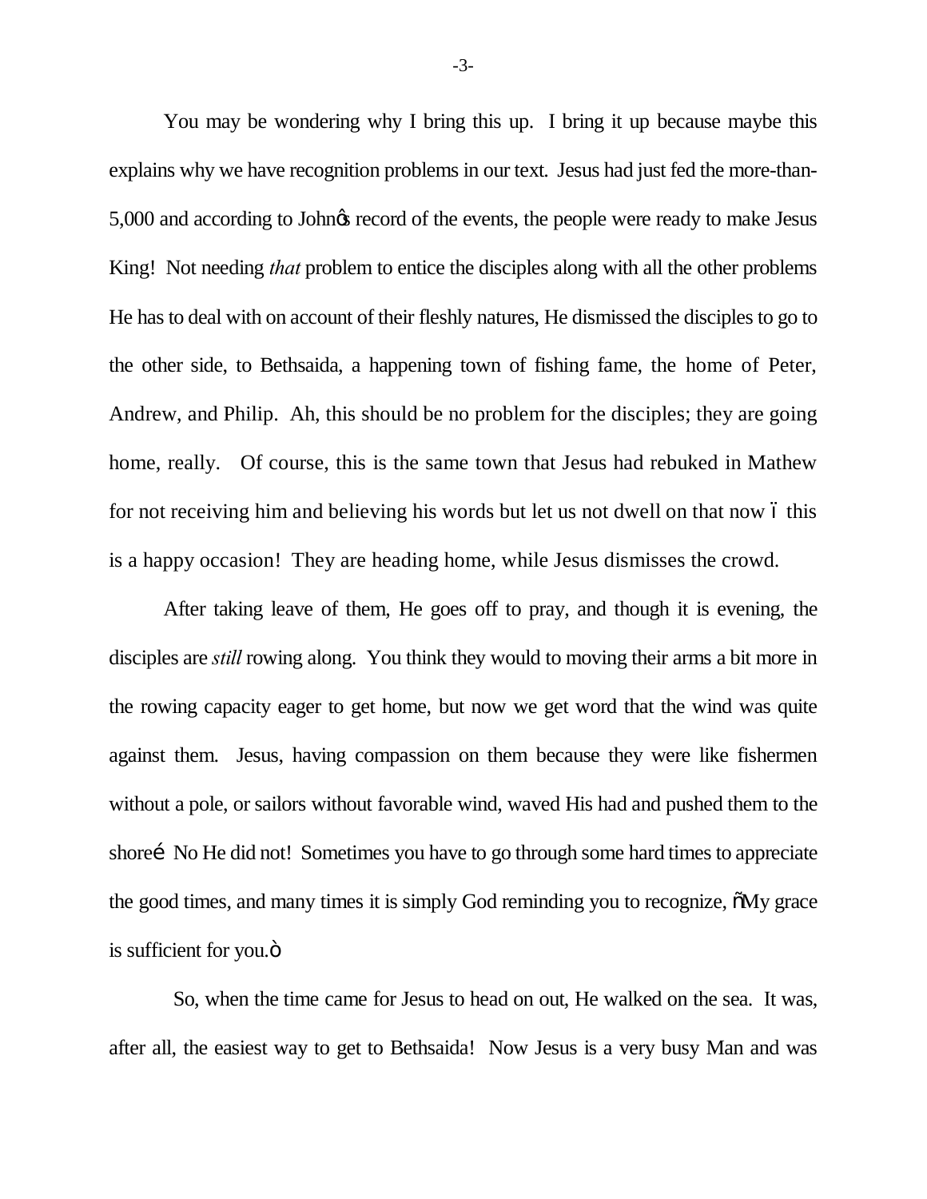You may be wondering why I bring this up. I bring it up because maybe this explains why we have recognition problems in our text. Jesus had just fed the more-than-5,000 and according to John's record of the events, the people were ready to make Jesus King! Not needing *that* problem to entice the disciples along with all the other problems He has to deal with on account of their fleshly natures, He dismissed the disciples to go to the other side, to Bethsaida, a happening town of fishing fame, the home of Peter, Andrew, and Philip. Ah, this should be no problem for the disciples; they are going home, really. Of course, this is the same town that Jesus had rebuked in Mathew for not receiving him and believing his words but let us not dwell on that now – this is a happy occasion! They are heading home, while Jesus dismisses the crowd.

After taking leave of them, He goes off to pray, and though it is evening, the disciples are *still* rowing along. You think they would to moving their arms a bit more in the rowing capacity eager to get home, but now we get word that the wind was quite against them. Jesus, having compassion on them because they were like fishermen without a pole, or sailors without favorable wind, waved His had and pushed them to the shore… No He did not! Sometimes you have to go through some hard times to appreciate the good times, and many times it is simply God reminding you to recognize, "My grace is sufficient for you."

So, when the time came for Jesus to head on out, He walked on the sea. It was, after all, the easiest way to get to Bethsaida! Now Jesus is a very busy Man and was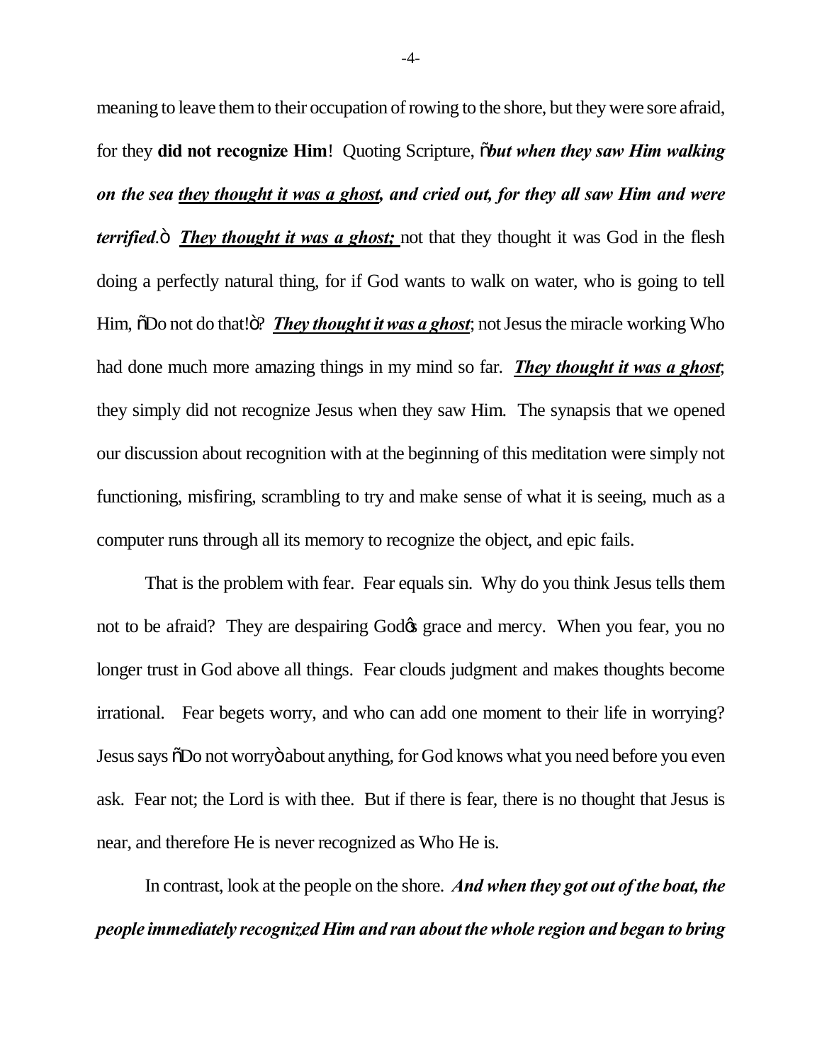meaning to leave them to their occupation of rowing to the shore, but they were sore afraid, for they **did not recognize Him**! Quoting Scripture, "***but when they saw Him walking on the sea <u>they thought it was a ghost</u>, and cried out, for they all saw Him and were terrified***." ***<u>They thought it was a ghost;</u>*** not that they thought it was God in the flesh doing a perfectly natural thing, for if God wants to walk on water, who is going to tell Him, "Do not do that!"? ***<u>They thought it was a ghost</u>***; not Jesus the miracle working Who had done much more amazing things in my mind so far. ***<u>They thought it was a ghost</u>***; they simply did not recognize Jesus when they saw Him. The synapsis that we opened our discussion about recognition with at the beginning of this meditation were simply not functioning, misfiring, scrambling to try and make sense of what it is seeing, much as a computer runs through all its memory to recognize the object, and epic fails.

That is the problem with fear. Fear equals sin. Why do you think Jesus tells them not to be afraid? They are despairing God's grace and mercy. When you fear, you no longer trust in God above all things. Fear clouds judgment and makes thoughts become irrational. Fear begets worry, and who can add one moment to their life in worrying? Jesus says "Do not worry" about anything, for God knows what you need before you even ask. Fear not; the Lord is with thee. But if there is fear, there is no thought that Jesus is near, and therefore He is never recognized as Who He is.

In contrast, look at the people on the shore. ***And when they got out of the boat, the people immediately recognized Him and ran about the whole region and began to bring***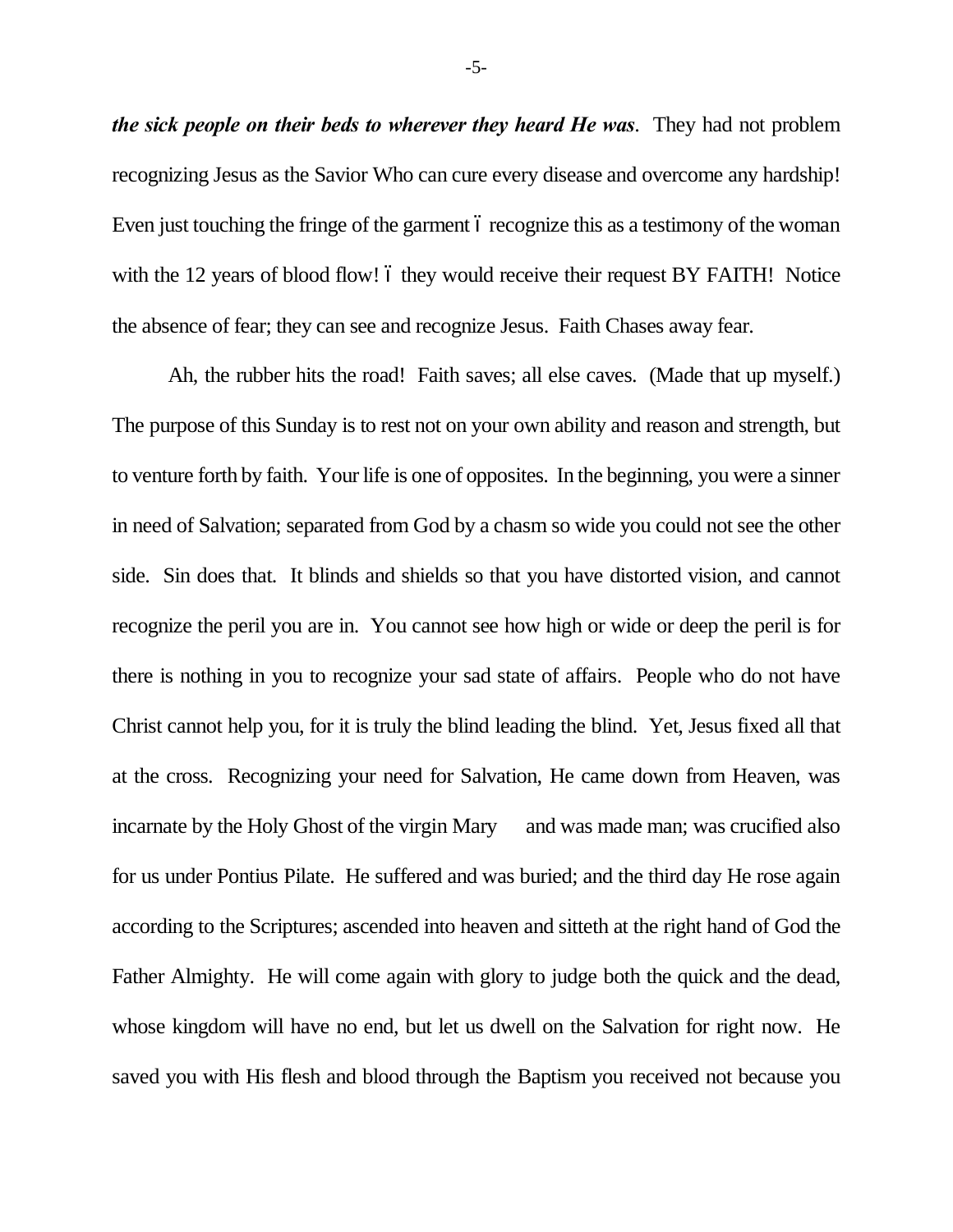*the sick people on their beds to wherever they heard He was*. They had not problem recognizing Jesus as the Savior Who can cure every disease and overcome any hardship! Even just touching the fringe of the garment ó recognize this as a testimony of the woman with the 12 years of blood flow! ó they would receive their request BY FAITH! Notice the absence of fear; they can see and recognize Jesus. Faith Chases away fear.

Ah, the rubber hits the road! Faith saves; all else caves. (Made that up myself.) The purpose of this Sunday is to rest not on your own ability and reason and strength, but to venture forth by faith. Your life is one of opposites. In the beginning, you were a sinner in need of Salvation; separated from God by a chasm so wide you could not see the other side. Sin does that. It blinds and shields so that you have distorted vision, and cannot recognize the peril you are in. You cannot see how high or wide or deep the peril is for there is nothing in you to recognize your sad state of affairs. People who do not have Christ cannot help you, for it is truly the blind leading the blind. Yet, Jesus fixed all that at the cross. Recognizing your need for Salvation, He came down from Heaven, was incarnate by the Holy Ghost of the virgin Mary and was made man; was crucified also for us under Pontius Pilate. He suffered and was buried; and the third day He rose again according to the Scriptures; ascended into heaven and sitteth at the right hand of God the Father Almighty. He will come again with glory to judge both the quick and the dead, whose kingdom will have no end, but let us dwell on the Salvation for right now. He saved you with His flesh and blood through the Baptism you received not because you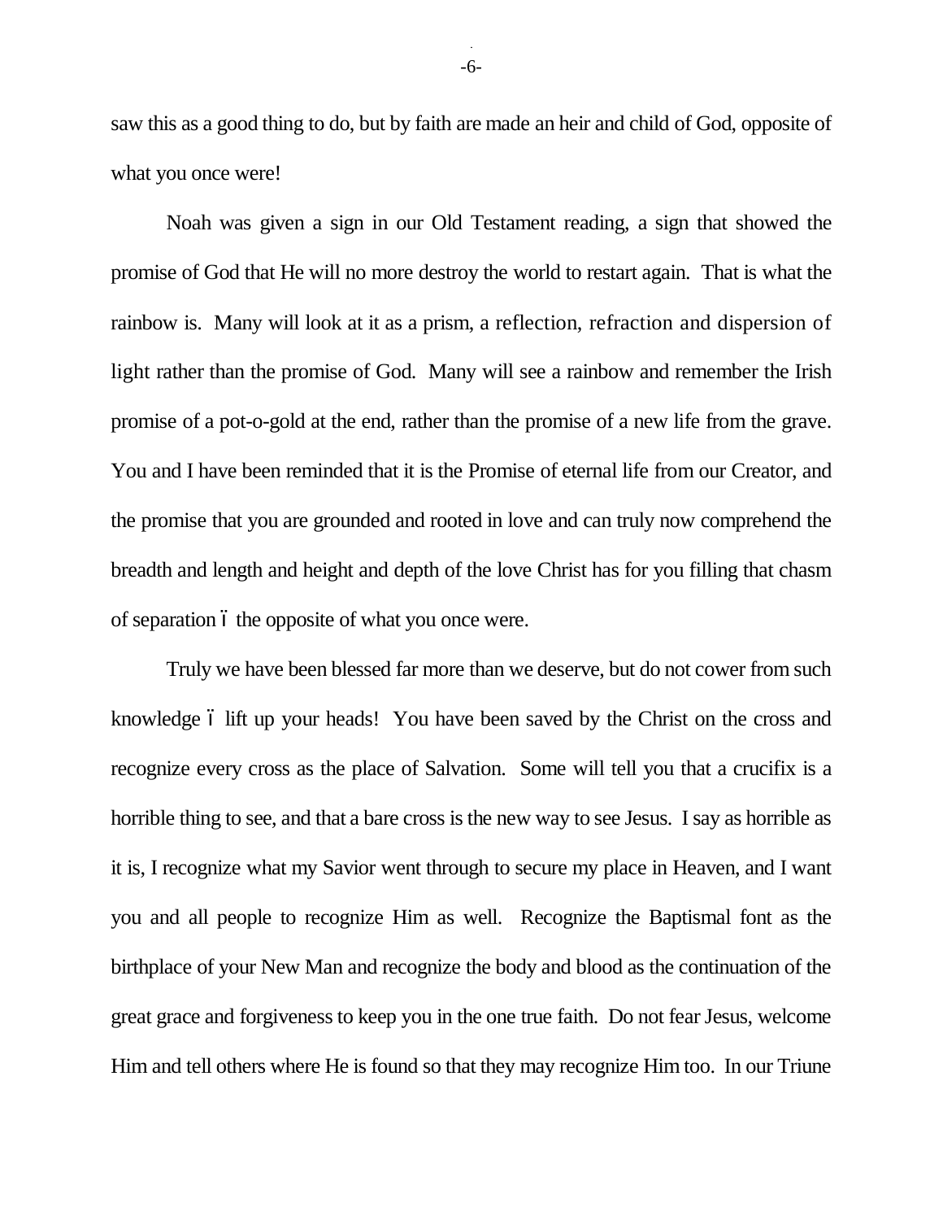saw this as a good thing to do, but by faith are made an heir and child of God, opposite of what you once were!

Noah was given a sign in our Old Testament reading, a sign that showed the promise of God that He will no more destroy the world to restart again. That is what the rainbow is. Many will look at it as a prism, a reflection, refraction and dispersion of light rather than the promise of God. Many will see a rainbow and remember the Irish promise of a pot-o-gold at the end, rather than the promise of a new life from the grave. You and I have been reminded that it is the Promise of eternal life from our Creator, and the promise that you are grounded and rooted in love and can truly now comprehend the breadth and length and height and depth of the love Christ has for you filling that chasm of separation – the opposite of what you once were.

Truly we have been blessed far more than we deserve, but do not cower from such knowledge – lift up your heads! You have been saved by the Christ on the cross and recognize every cross as the place of Salvation. Some will tell you that a crucifix is a horrible thing to see, and that a bare cross is the new way to see Jesus. I say as horrible as it is, I recognize what my Savior went through to secure my place in Heaven, and I want you and all people to recognize Him as well. Recognize the Baptismal font as the birthplace of your New Man and recognize the body and blood as the continuation of the great grace and forgiveness to keep you in the one true faith. Do not fear Jesus, welcome Him and tell others where He is found so that they may recognize Him too. In our Triune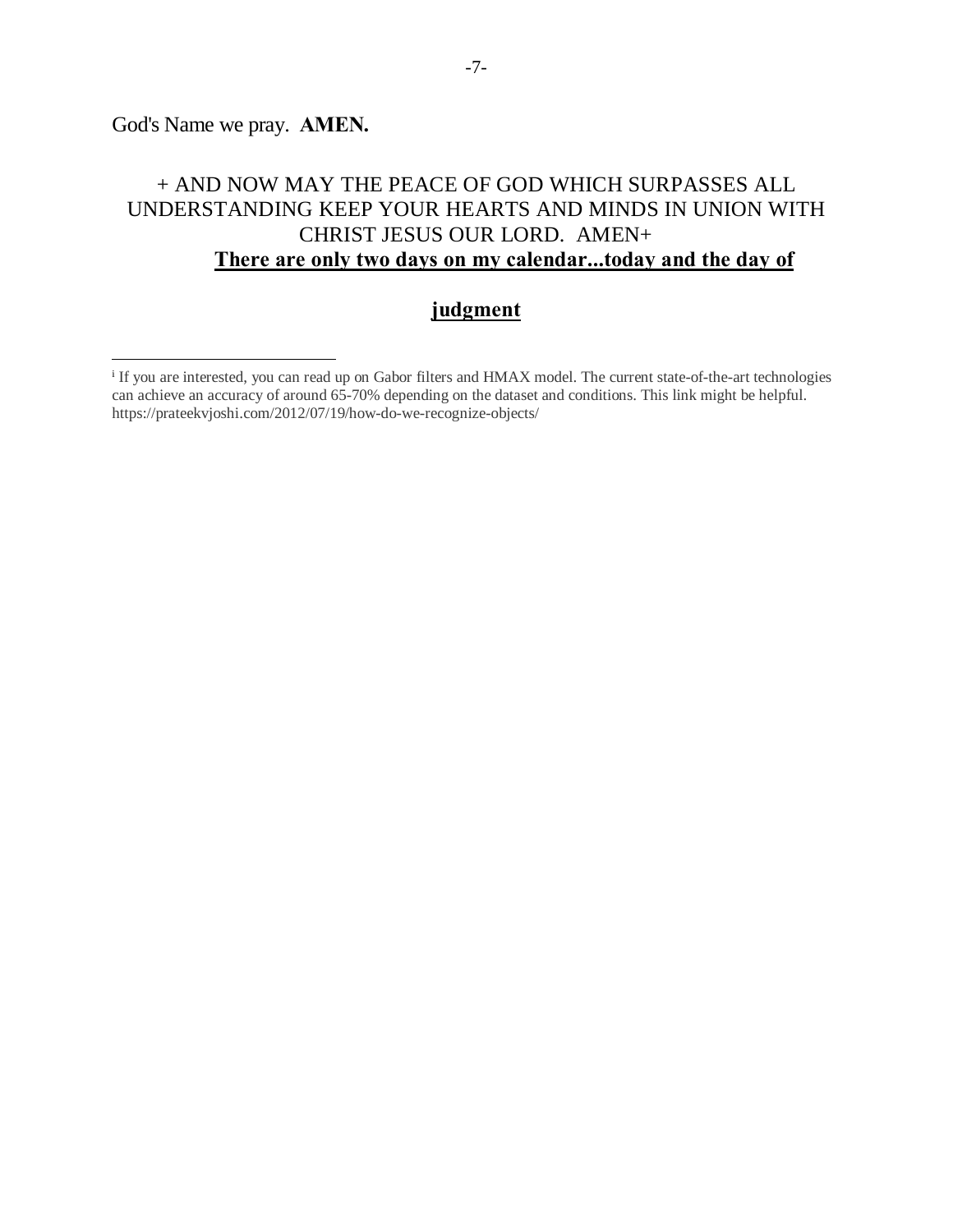God's Name we pray. **AMEN.**

+ AND NOW MAY THE PEACE OF GOD WHICH SURPASSES ALL UNDERSTANDING KEEP YOUR HEARTS AND MINDS IN UNION WITH CHRIST JESUS OUR LORD. AMEN+

**There are only two days on my calendar...today and the day of judgment**

---

[i] If you are interested, you can read up on Gabor filters and HMAX model. The current state-of-the-art technologies can achieve an accuracy of around 65-70% depending on the dataset and conditions. This link might be helpful. https://prateekvjoshi.com/2012/07/19/how-do-we-recognize-objects/